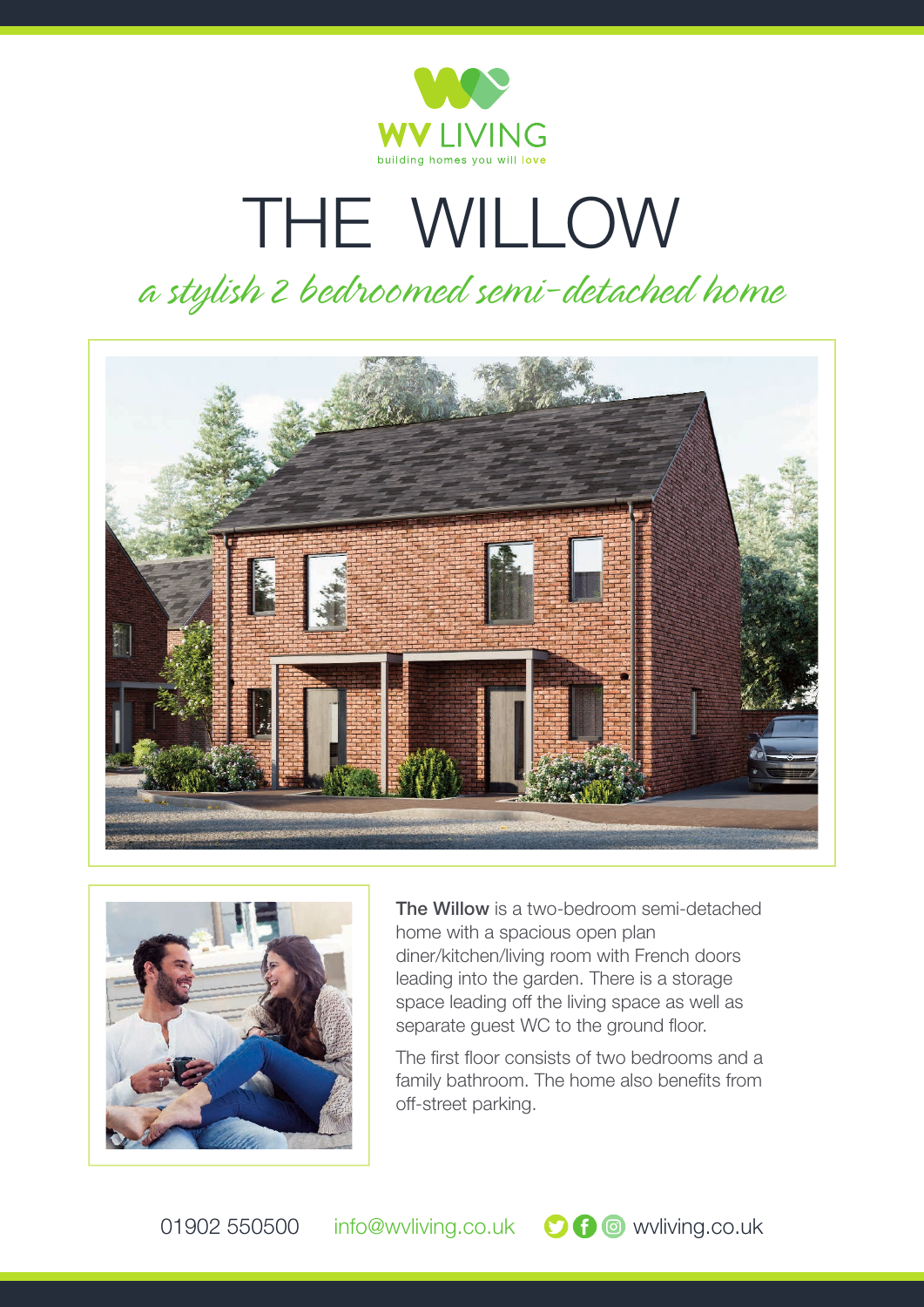WV LIVING

building homes you will love

# THE WILLOW

*a stylish 2 bedroomed semi-detached home*

**The Willow** is a two-bedroom semi-detached home with a spacious open plan diner/kitchen/living room with French doors leading into the garden. There is a storage space leading off the living space as well as separate guest WC to the ground floor.

The first floor consists of two bedrooms and a family bathroom. The home also benefits from off-street parking.

01902 550500 info@wvliving.co.uk wvliving.co.uk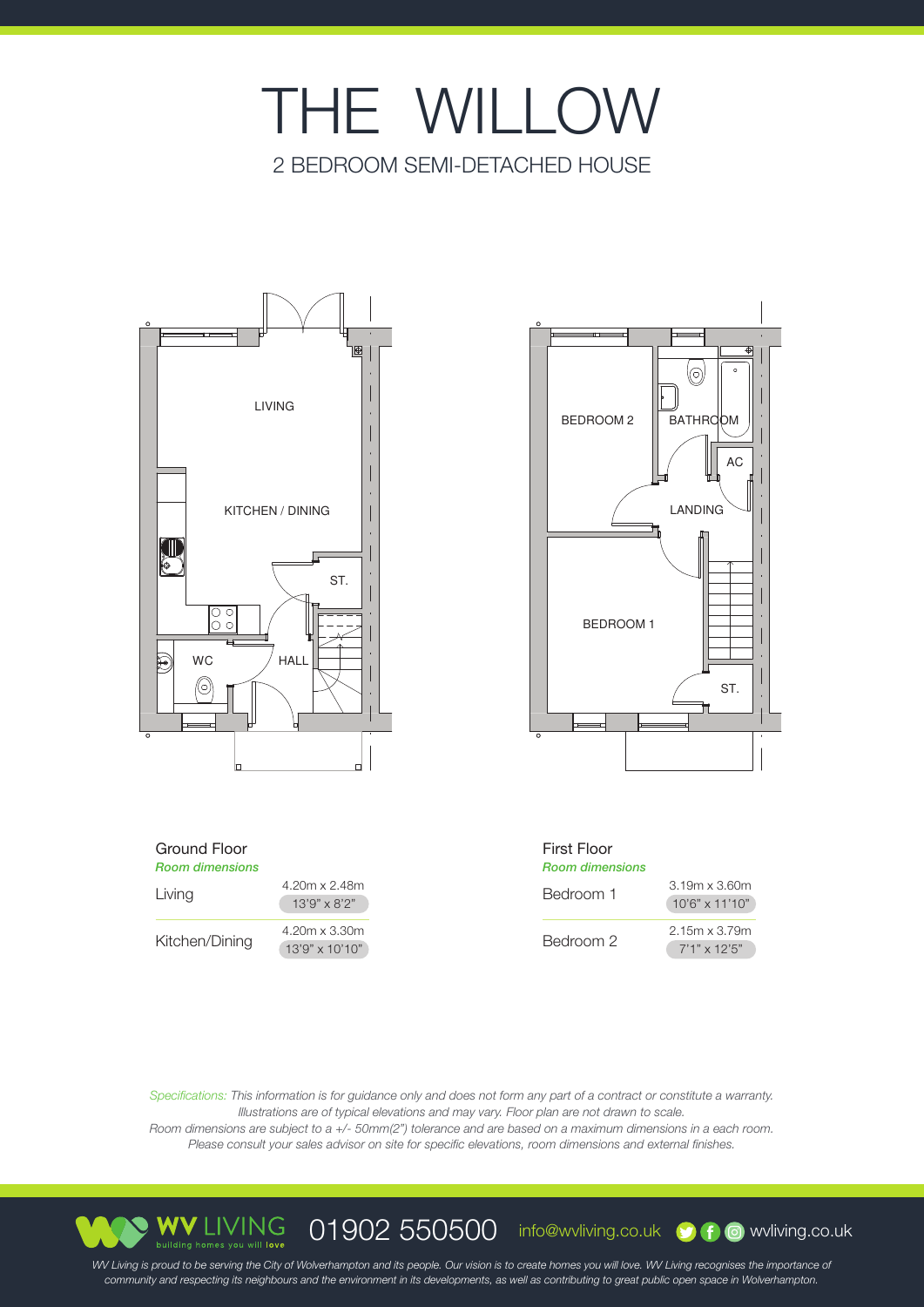# THE WILLOW

## 2 BEDROOM SEMI-DETACHED HOUSE

LIVING

KITCHEN / DINING

ST.

WC

HALL

BEDROOM 2

BATHROOM

AC

LANDING

BEDROOM 1

ST.

### Ground Floor

*Room dimensions*

| | | |
|---|---|---|
| Living | 4.20m x 2.48m | 13'9" x 8'2" |
| Kitchen/Dining | 4.20m x 3.30m | 13'9" x 10'10" |

### First Floor

*Room dimensions*

| | | |
|---|---|---|
| Bedroom 1 | 3.19m x 3.60m | 10'6" x 11'10" |
| Bedroom 2 | 2.15m x 3.79m | 7'1" x 12'5" |

*Specifications: This information is for guidance only and does not form any part of a contract or constitute a warranty. Illustrations are of typical elevations and may vary. Floor plan are not drawn to scale. Room dimensions are subject to a +/- 50mm(2") tolerance and are based on a maximum dimensions in a each room. Please consult your sales advisor on site for specific elevations, room dimensions and external finishes.*

WV LIVING building homes you will love 01902 550500 info@wvliving.co.uk wvliving.co.uk

*WV Living is proud to be serving the City of Wolverhampton and its people. Our vision is to create homes you will love. WV Living recognises the importance of community and respecting its neighbours and the environment in its developments, as well as contributing to great public open space in Wolverhampton.*